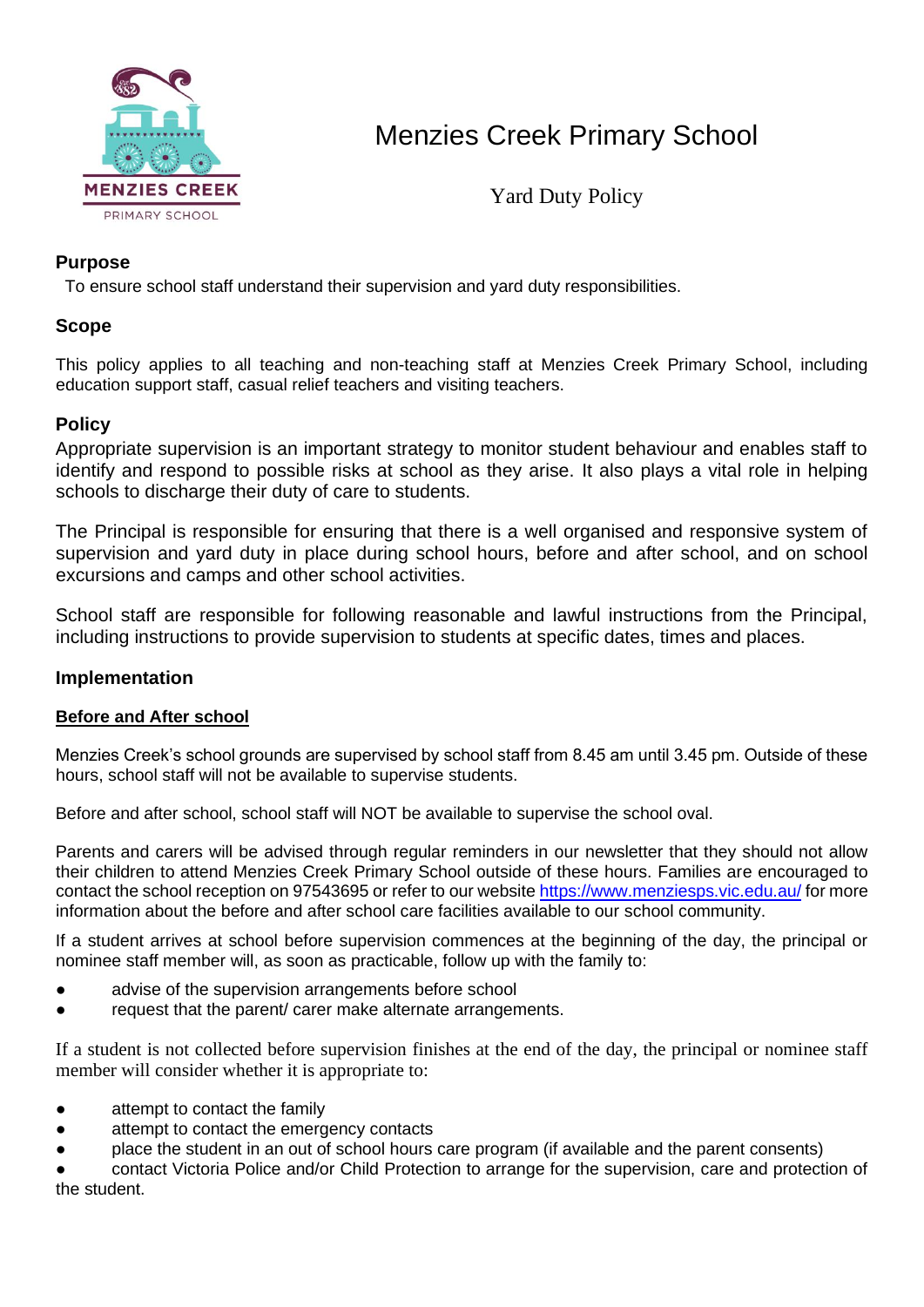# Menzies Creek Primary School

## Yard Duty Policy

### Purpose

To ensure school staff understand their supervision and yard duty responsibilities.

### Scope

This policy applies to all teaching and non-teaching staff at Menzies Creek Primary School, including education support staff, casual relief teachers and visiting teachers.

### Policy

Appropriate supervision is an important strategy to monitor student behaviour and enables staff to identify and respond to possible risks at school as they arise. It also plays a vital role in helping schools to discharge their duty of care to students.

The Principal is responsible for ensuring that there is a well organised and responsive system of supervision and yard duty in place during school hours, before and after school, and on school excursions and camps and other school activities.

School staff are responsible for following reasonable and lawful instructions from the Principal, including instructions to provide supervision to students at specific dates, times and places.

### Implementation

**Before and After school**

Menzies Creek's school grounds are supervised by school staff from 8.45 am until 3.45 pm. Outside of these hours, school staff will not be available to supervise students.

Before and after school, school staff will NOT be available to supervise the school oval.

Parents and carers will be advised through regular reminders in our newsletter that they should not allow their children to attend Menzies Creek Primary School outside of these hours. Families are encouraged to contact the school reception on 97543695 or refer to our website https://www.menziesps.vic.edu.au/ for more information about the before and after school care facilities available to our school community.

If a student arrives at school before supervision commences at the beginning of the day, the principal or nominee staff member will, as soon as practicable, follow up with the family to:

- advise of the supervision arrangements before school
- request that the parent/ carer make alternate arrangements.

If a student is not collected before supervision finishes at the end of the day, the principal or nominee staff member will consider whether it is appropriate to:

- attempt to contact the family
- attempt to contact the emergency contacts
- place the student in an out of school hours care program (if available and the parent consents)
- contact Victoria Police and/or Child Protection to arrange for the supervision, care and protection of the student.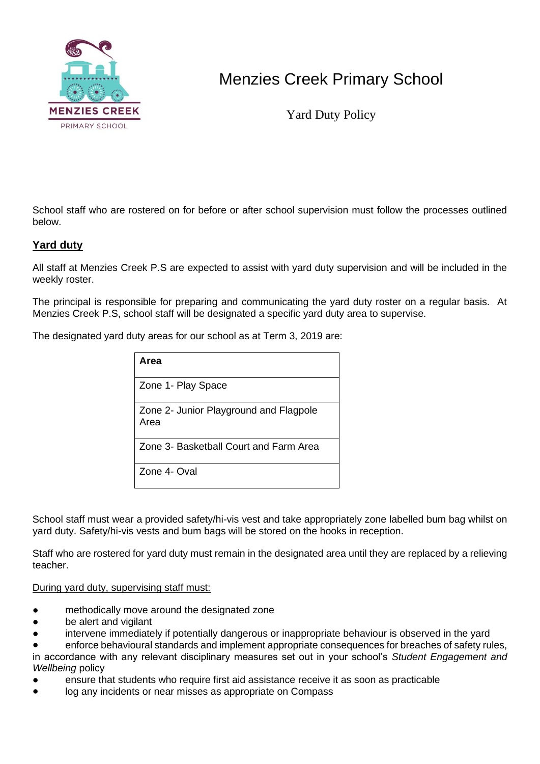# Menzies Creek Primary School

Yard Duty Policy

School staff who are rostered on for before or after school supervision must follow the processes outlined below.

## Yard duty

All staff at Menzies Creek P.S are expected to assist with yard duty supervision and will be included in the weekly roster.

The principal is responsible for preparing and communicating the yard duty roster on a regular basis. At Menzies Creek P.S, school staff will be designated a specific yard duty area to supervise.

The designated yard duty areas for our school as at Term 3, 2019 are:

| Area |
|---|
| Zone 1- Play Space |
| Zone 2- Junior Playground and Flagpole Area |
| Zone 3- Basketball Court and Farm Area |
| Zone 4- Oval |

School staff must wear a provided safety/hi-vis vest and take appropriately zone labelled bum bag whilst on yard duty. Safety/hi-vis vests and bum bags will be stored on the hooks in reception.

Staff who are rostered for yard duty must remain in the designated area until they are replaced by a relieving teacher.

During yard duty, supervising staff must:

- methodically move around the designated zone
- be alert and vigilant
- intervene immediately if potentially dangerous or inappropriate behaviour is observed in the yard
- enforce behavioural standards and implement appropriate consequences for breaches of safety rules, in accordance with any relevant disciplinary measures set out in your school's *Student Engagement and Wellbeing* policy
- ensure that students who require first aid assistance receive it as soon as practicable
- log any incidents or near misses as appropriate on Compass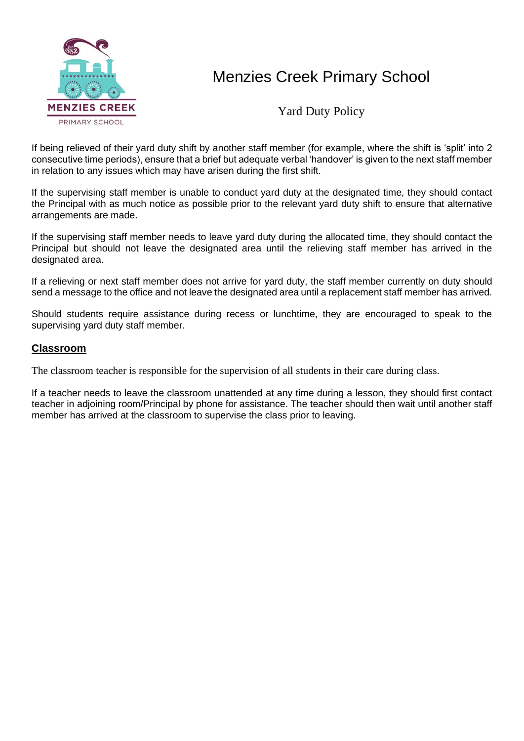If being relieved of their yard duty shift by another staff member (for example, where the shift is 'split' into 2 consecutive time periods), ensure that a brief but adequate verbal 'handover' is given to the next staff member in relation to any issues which may have arisen during the first shift.

If the supervising staff member is unable to conduct yard duty at the designated time, they should contact the Principal with as much notice as possible prior to the relevant yard duty shift to ensure that alternative arrangements are made.

If the supervising staff member needs to leave yard duty during the allocated time, they should contact the Principal but should not leave the designated area until the relieving staff member has arrived in the designated area.

If a relieving or next staff member does not arrive for yard duty, the staff member currently on duty should send a message to the office and not leave the designated area until a replacement staff member has arrived.

Should students require assistance during recess or lunchtime, they are encouraged to speak to the supervising yard duty staff member.

## Classroom

The classroom teacher is responsible for the supervision of all students in their care during class.

If a teacher needs to leave the classroom unattended at any time during a lesson, they should first contact teacher in adjoining room/Principal by phone for assistance. The teacher should then wait until another staff member has arrived at the classroom to supervise the class prior to leaving.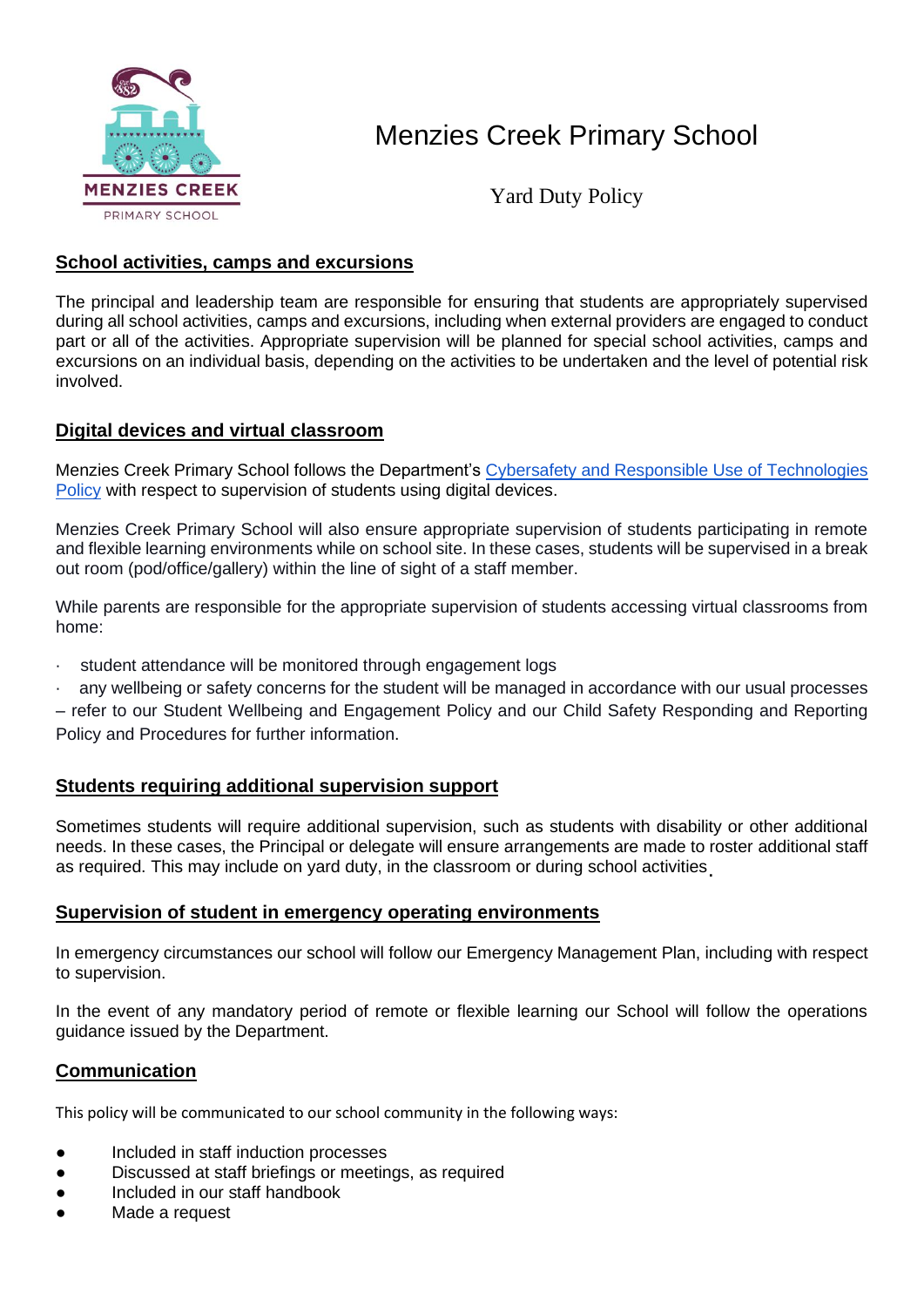Menzies Creek Primary School

Yard Duty Policy

## School activities, camps and excursions

The principal and leadership team are responsible for ensuring that students are appropriately supervised during all school activities, camps and excursions, including when external providers are engaged to conduct part or all of the activities. Appropriate supervision will be planned for special school activities, camps and excursions on an individual basis, depending on the activities to be undertaken and the level of potential risk involved.

## Digital devices and virtual classroom

Menzies Creek Primary School follows the Department's Cybersafety and Responsible Use of Technologies Policy with respect to supervision of students using digital devices.

Menzies Creek Primary School will also ensure appropriate supervision of students participating in remote and flexible learning environments while on school site. In these cases, students will be supervised in a break out room (pod/office/gallery) within the line of sight of a staff member.

While parents are responsible for the appropriate supervision of students accessing virtual classrooms from home:

- student attendance will be monitored through engagement logs
- any wellbeing or safety concerns for the student will be managed in accordance with our usual processes – refer to our Student Wellbeing and Engagement Policy and our Child Safety Responding and Reporting Policy and Procedures for further information.

## Students requiring additional supervision support

Sometimes students will require additional supervision, such as students with disability or other additional needs. In these cases, the Principal or delegate will ensure arrangements are made to roster additional staff as required. This may include on yard duty, in the classroom or during school activities.

## Supervision of student in emergency operating environments

In emergency circumstances our school will follow our Emergency Management Plan, including with respect to supervision.

In the event of any mandatory period of remote or flexible learning our School will follow the operations guidance issued by the Department.

## Communication

This policy will be communicated to our school community in the following ways:

- Included in staff induction processes
- Discussed at staff briefings or meetings, as required
- Included in our staff handbook
- Made a request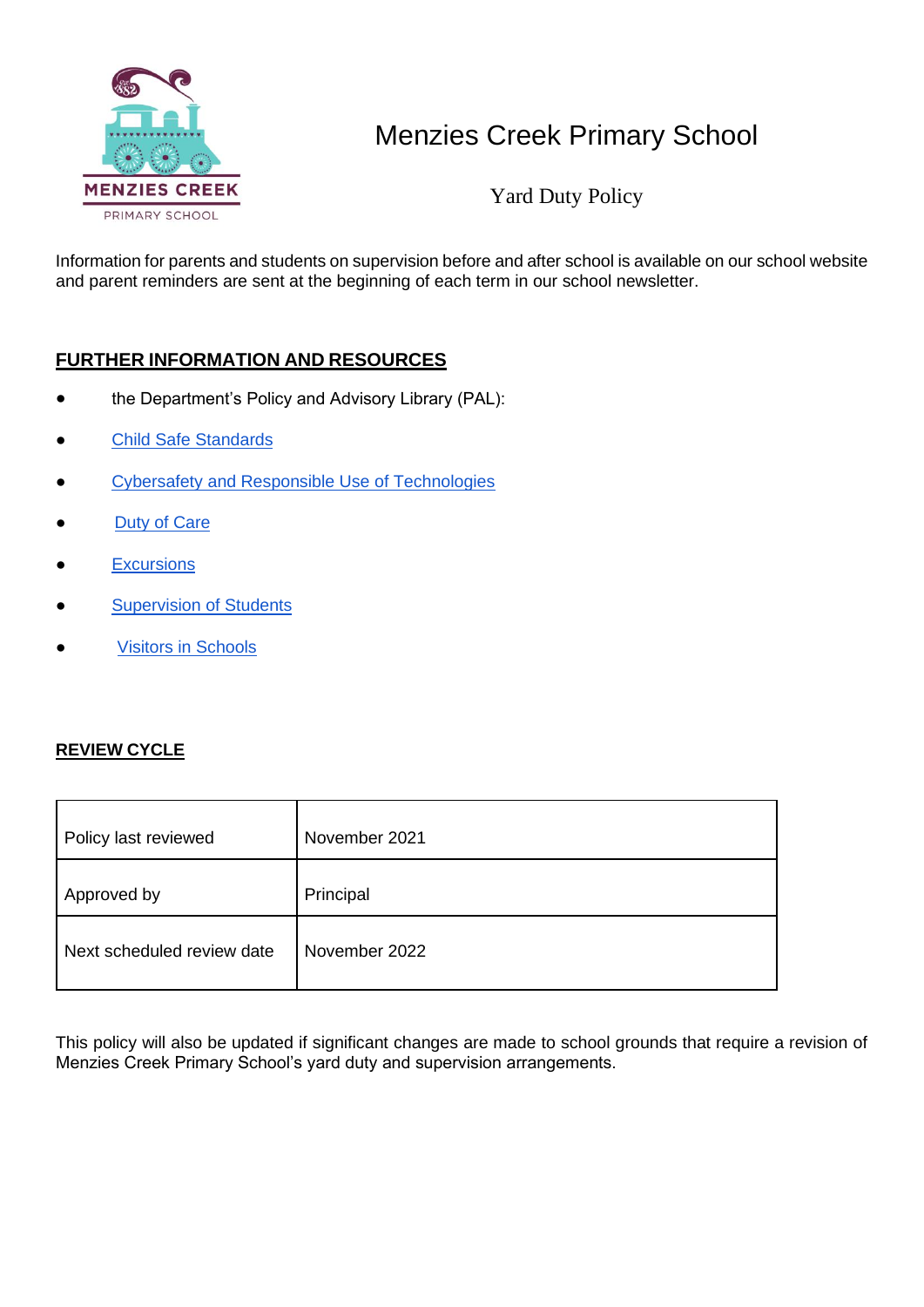Menzies Creek Primary School

Yard Duty Policy

Information for parents and students on supervision before and after school is available on our school website and parent reminders are sent at the beginning of each term in our school newsletter.

## FURTHER INFORMATION AND RESOURCES

- the Department's Policy and Advisory Library (PAL):
- Child Safe Standards
- Cybersafety and Responsible Use of Technologies
- Duty of Care
- Excursions
- Supervision of Students
- Visitors in Schools

## REVIEW CYCLE

| | |
|---|---|
| Policy last reviewed | November 2021 |
| Approved by | Principal |
| Next scheduled review date | November 2022 |

This policy will also be updated if significant changes are made to school grounds that require a revision of Menzies Creek Primary School's yard duty and supervision arrangements.